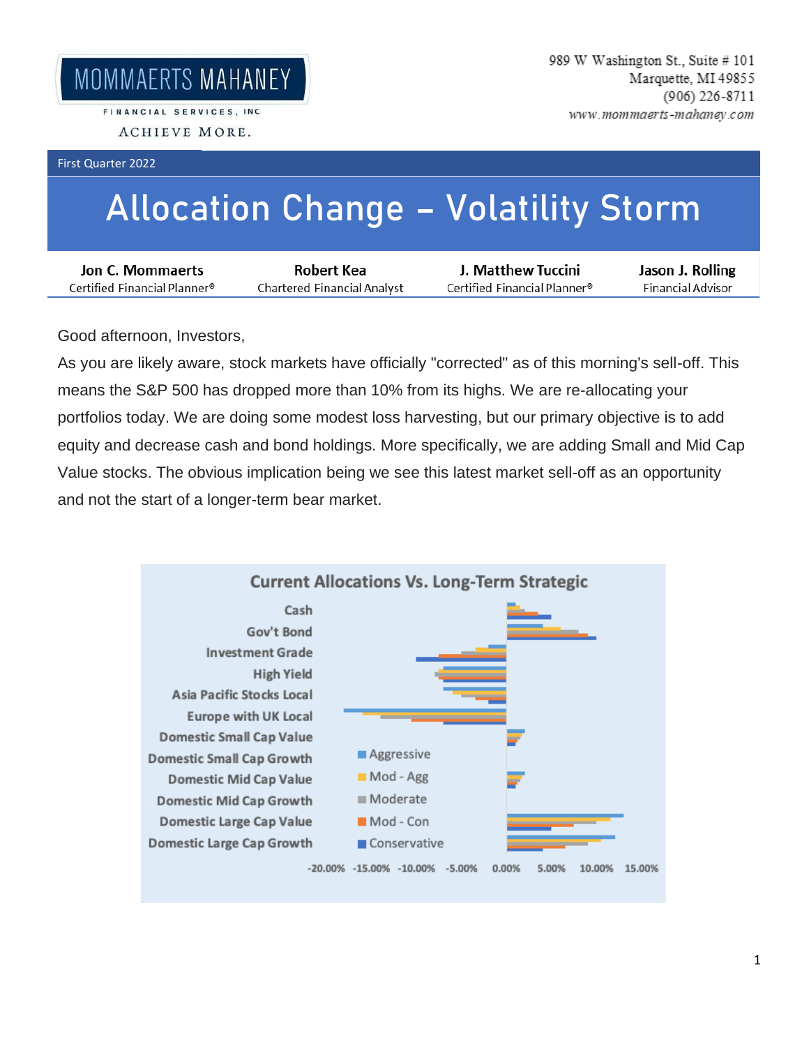MOMMAERTS MAHANEY

FINANCIAL SERVICES, INC

ACHIEVE MORE.

989 W Washington St., Suite # 101
Marquette, MI 49855
(906) 226-8711
www.mommaerts-mahaney.com

First Quarter 2022

# Allocation Change – Volatility Storm

| **Jon C. Mommaerts** | **Robert Kea** | **J. Matthew Tuccini** | **Jason J. Rolling** |
|---|---|---|---|
| Certified Financial Planner® | Chartered Financial Analyst | Certified Financial Planner® | Financial Advisor |

Good afternoon, Investors,

As you are likely aware, stock markets have officially "corrected" as of this morning's sell-off. This means the S&P 500 has dropped more than 10% from its highs. We are re-allocating your portfolios today. We are doing some modest loss harvesting, but our primary objective is to add equity and decrease cash and bond holdings. More specifically, we are adding Small and Mid Cap Value stocks. The obvious implication being we see this latest market sell-off as an opportunity and not the start of a longer-term bear market.

**Current Allocations Vs. Long-Term Strategic**

Categories: Cash; Gov't Bond; Investment Grade; High Yield; Asia Pacific Stocks Local; Europe with UK Local; Domestic Small Cap Value; Domestic Small Cap Growth; Domestic Mid Cap Value; Domestic Mid Cap Growth; Domestic Large Cap Value; Domestic Large Cap Growth

Legend: Aggressive; Mod - Agg; Moderate; Mod - Con; Conservative

Axis: -20.00% -15.00% -10.00% -5.00% 0.00% 5.00% 10.00% 15.00%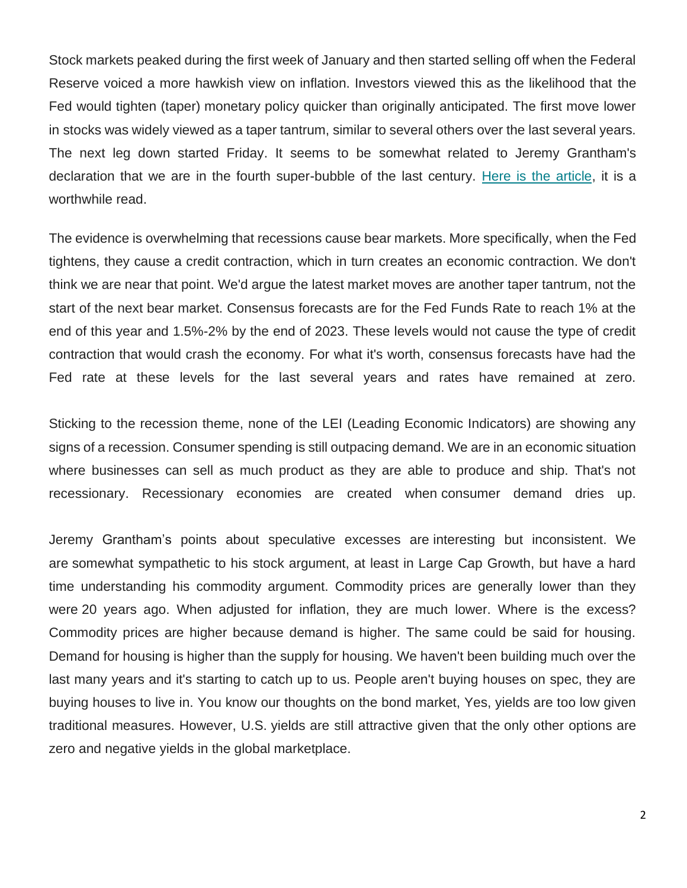Stock markets peaked during the first week of January and then started selling off when the Federal Reserve voiced a more hawkish view on inflation. Investors viewed this as the likelihood that the Fed would tighten (taper) monetary policy quicker than originally anticipated. The first move lower in stocks was widely viewed as a taper tantrum, similar to several others over the last several years. The next leg down started Friday. It seems to be somewhat related to Jeremy Grantham's declaration that we are in the fourth super-bubble of the last century. Here is the article, it is a worthwhile read.

The evidence is overwhelming that recessions cause bear markets. More specifically, when the Fed tightens, they cause a credit contraction, which in turn creates an economic contraction. We don't think we are near that point. We'd argue the latest market moves are another taper tantrum, not the start of the next bear market. Consensus forecasts are for the Fed Funds Rate to reach 1% at the end of this year and 1.5%-2% by the end of 2023. These levels would not cause the type of credit contraction that would crash the economy. For what it's worth, consensus forecasts have had the Fed rate at these levels for the last several years and rates have remained at zero.

Sticking to the recession theme, none of the LEI (Leading Economic Indicators) are showing any signs of a recession. Consumer spending is still outpacing demand. We are in an economic situation where businesses can sell as much product as they are able to produce and ship. That's not recessionary. Recessionary economies are created when consumer demand dries up.

Jeremy Grantham's points about speculative excesses are interesting but inconsistent. We are somewhat sympathetic to his stock argument, at least in Large Cap Growth, but have a hard time understanding his commodity argument. Commodity prices are generally lower than they were 20 years ago. When adjusted for inflation, they are much lower. Where is the excess? Commodity prices are higher because demand is higher. The same could be said for housing. Demand for housing is higher than the supply for housing. We haven't been building much over the last many years and it's starting to catch up to us. People aren't buying houses on spec, they are buying houses to live in. You know our thoughts on the bond market, Yes, yields are too low given traditional measures. However, U.S. yields are still attractive given that the only other options are zero and negative yields in the global marketplace.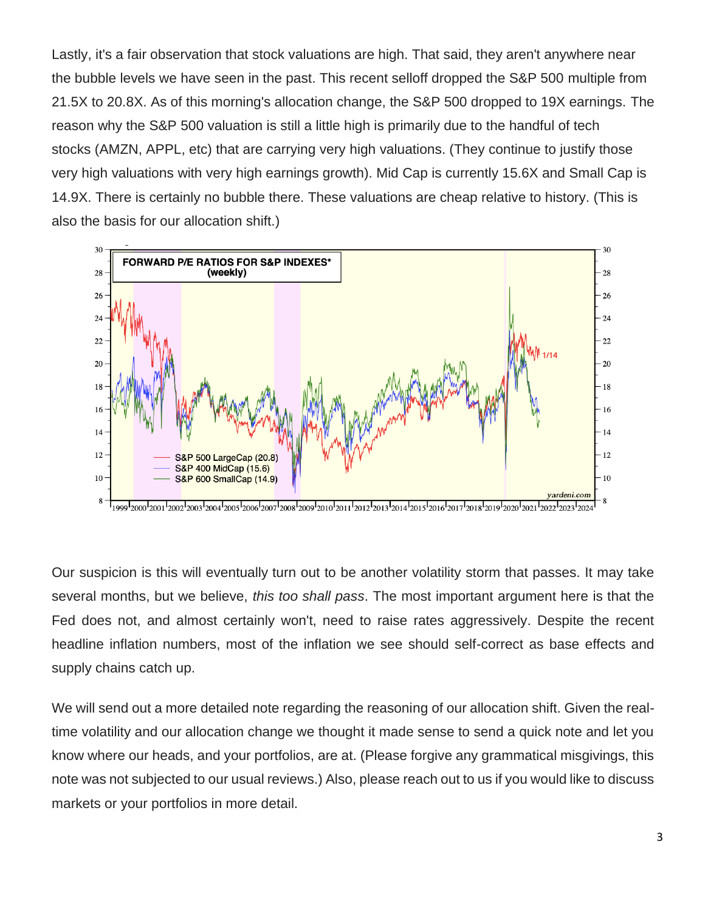Lastly, it's a fair observation that stock valuations are high. That said, they aren't anywhere near the bubble levels we have seen in the past. This recent selloff dropped the S&P 500 multiple from 21.5X to 20.8X. As of this morning's allocation change, the S&P 500 dropped to 19X earnings. The reason why the S&P 500 valuation is still a little high is primarily due to the handful of tech stocks (AMZN, APPL, etc) that are carrying very high valuations. (They continue to justify those very high valuations with very high earnings growth). Mid Cap is currently 15.6X and Small Cap is 14.9X. There is certainly no bubble there. These valuations are cheap relative to history. (This is also the basis for our allocation shift.)

Our suspicion is this will eventually turn out to be another volatility storm that passes. It may take several months, but we believe, *this too shall pass*. The most important argument here is that the Fed does not, and almost certainly won't, need to raise rates aggressively. Despite the recent headline inflation numbers, most of the inflation we see should self-correct as base effects and supply chains catch up.

We will send out a more detailed note regarding the reasoning of our allocation shift. Given the real-time volatility and our allocation change we thought it made sense to send a quick note and let you know where our heads, and your portfolios, are at. (Please forgive any grammatical misgivings, this note was not subjected to our usual reviews.) Also, please reach out to us if you would like to discuss markets or your portfolios in more detail.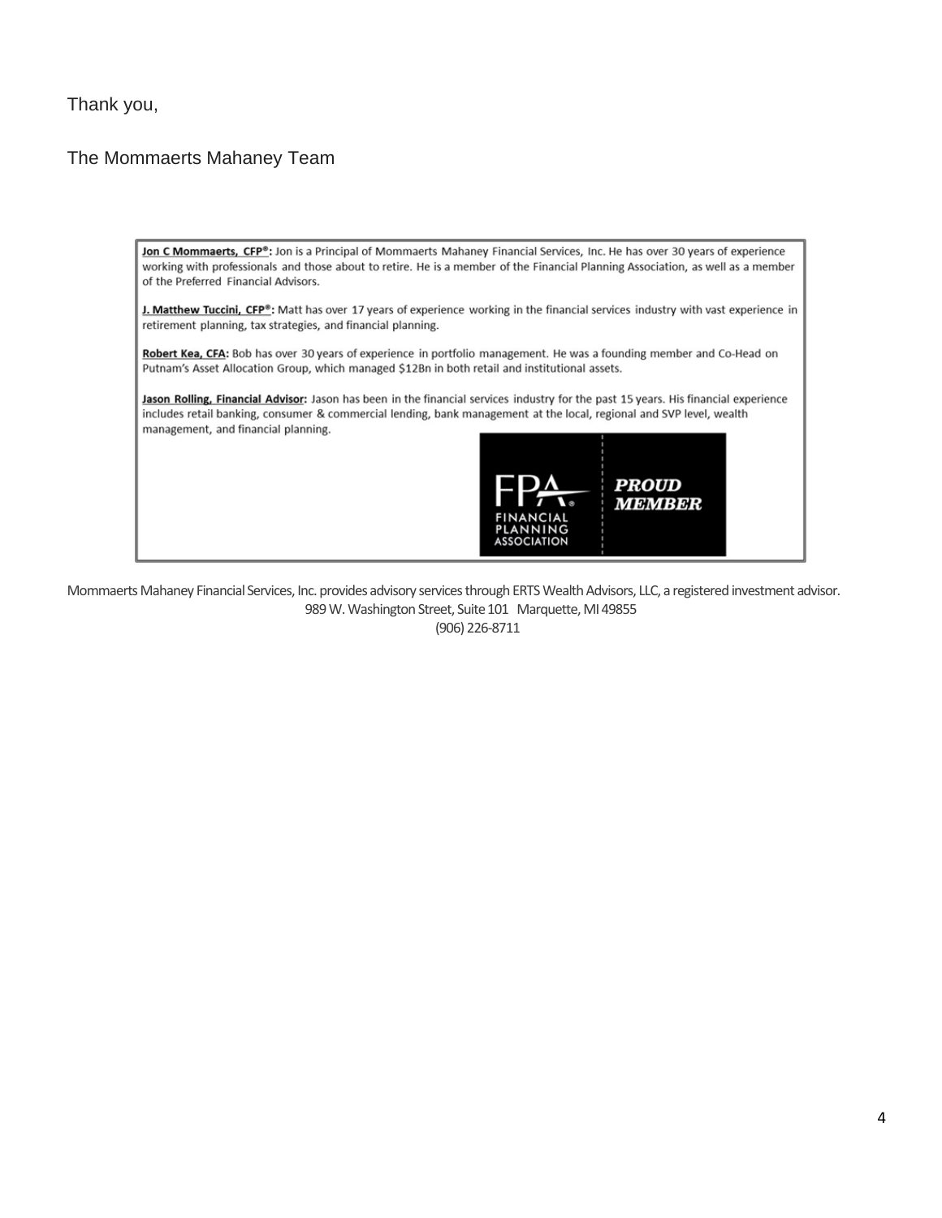Thank you,

The Mommaerts Mahaney Team

**Jon C Mommaerts, CFP®:** Jon is a Principal of Mommaerts Mahaney Financial Services, Inc. He has over 30 years of experience working with professionals and those about to retire. He is a member of the Financial Planning Association, as well as a member of the Preferred Financial Advisors.

**J. Matthew Tuccini, CFP®:** Matt has over 17 years of experience working in the financial services industry with vast experience in retirement planning, tax strategies, and financial planning.

**Robert Kea, CFA:** Bob has over 30 years of experience in portfolio management. He was a founding member and Co-Head on Putnam's Asset Allocation Group, which managed $12Bn in both retail and institutional assets.

**Jason Rolling, Financial Advisor:** Jason has been in the financial services industry for the past 15 years. His financial experience includes retail banking, consumer & commercial lending, bank management at the local, regional and SVP level, wealth management, and financial planning.

FPA FINANCIAL PLANNING ASSOCIATION

***PROUD MEMBER***

Mommaerts Mahaney Financial Services, Inc. provides advisory services through ERTS Wealth Advisors, LLC, a registered investment advisor.
989 W. Washington Street, Suite 101 Marquette, MI 49855
(906) 226-8711